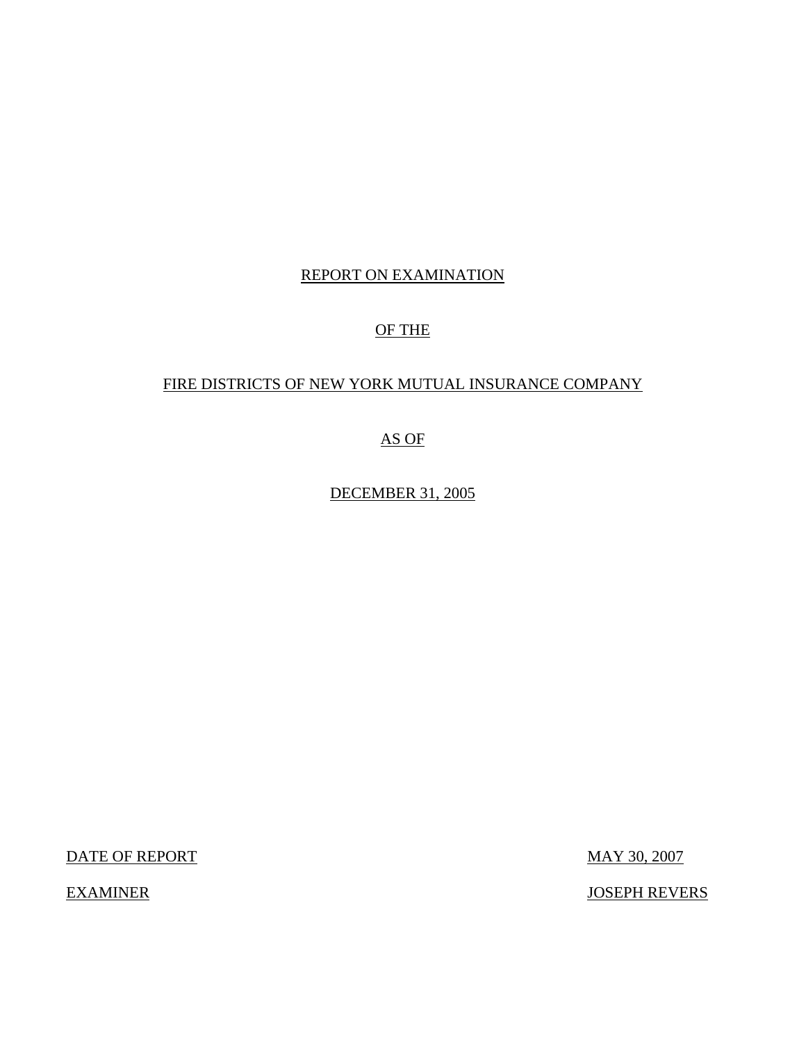# REPORT ON EXAMINATION

# OF THE

# FIRE DISTRICTS OF NEW YORK MUTUAL INSURANCE COMPANY

# AS OF

# DECEMBER 31, 2005

| | |
|---|---|
| DATE OF REPORT | MAY 30, 2007 |
| EXAMINER | JOSEPH REVERS |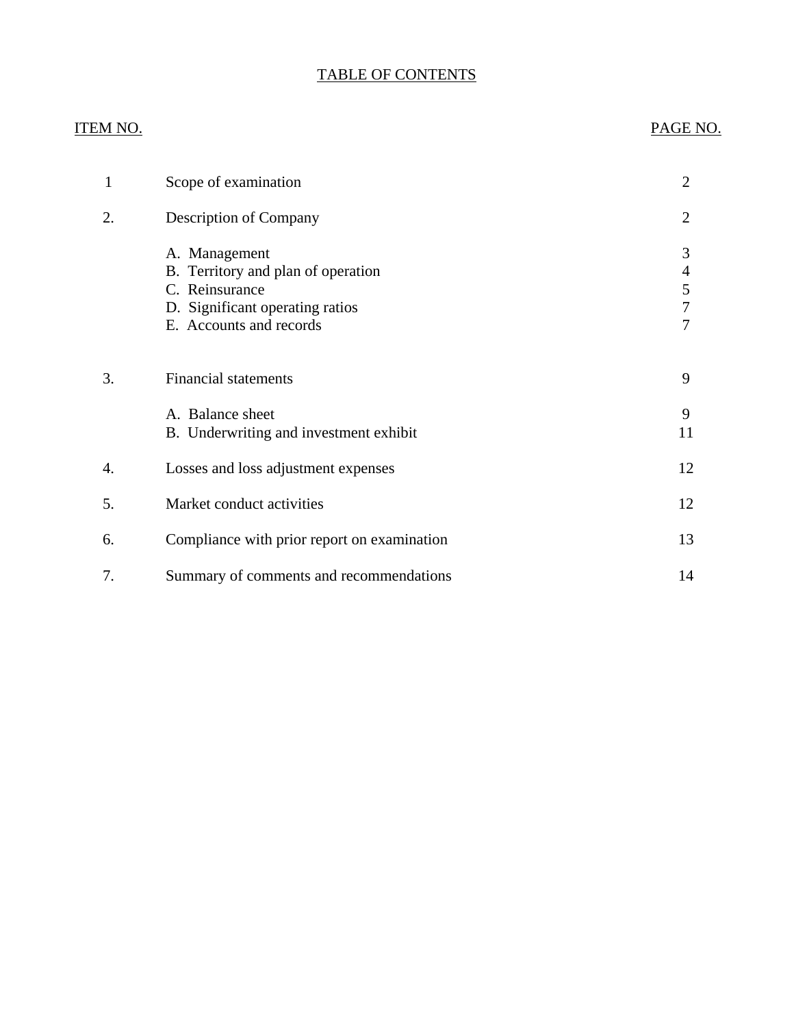# TABLE OF CONTENTS

| ITEM NO. | | PAGE NO. |
|---|---|---|
| 1 | Scope of examination | 2 |
| 2. | Description of Company | 2 |
| | A. Management | 3 |
| | B. Territory and plan of operation | 4 |
| | C. Reinsurance | 5 |
| | D. Significant operating ratios | 7 |
| | E. Accounts and records | 7 |
| 3. | Financial statements | 9 |
| | A. Balance sheet | 9 |
| | B. Underwriting and investment exhibit | 11 |
| 4. | Losses and loss adjustment expenses | 12 |
| 5. | Market conduct activities | 12 |
| 6. | Compliance with prior report on examination | 13 |
| 7. | Summary of comments and recommendations | 14 |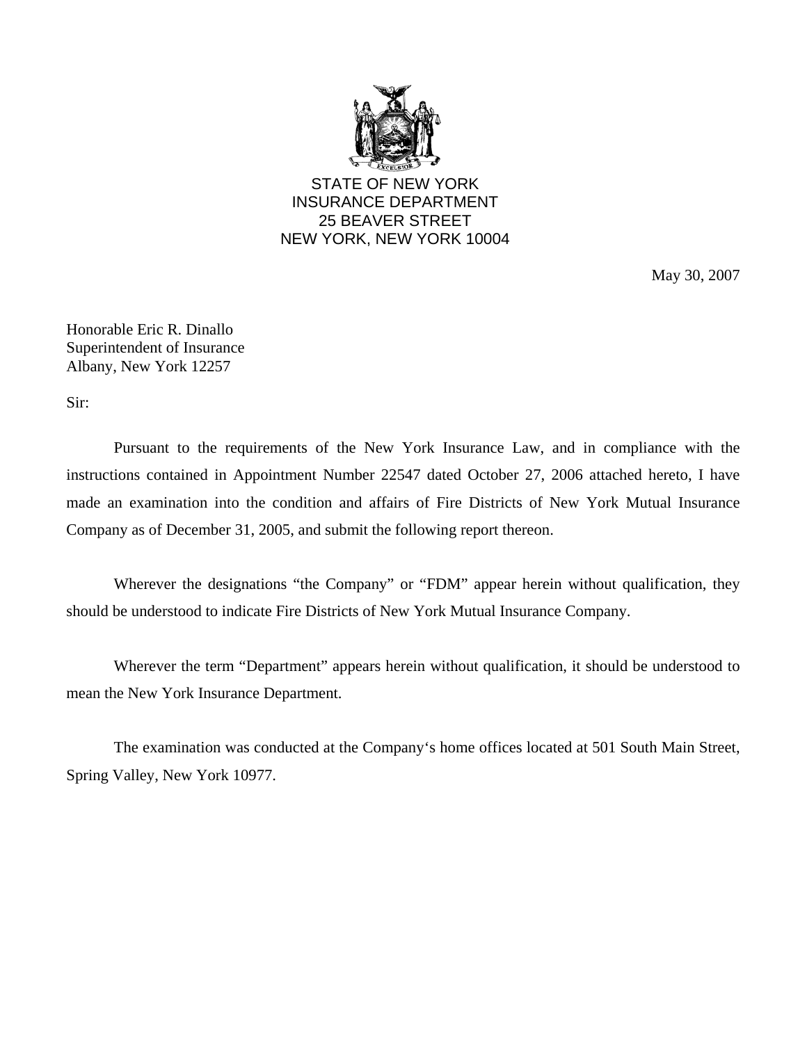STATE OF NEW YORK
INSURANCE DEPARTMENT
25 BEAVER STREET
NEW YORK, NEW YORK 10004

May 30, 2007

Honorable Eric R. Dinallo
Superintendent of Insurance
Albany, New York 12257

Sir:

Pursuant to the requirements of the New York Insurance Law, and in compliance with the instructions contained in Appointment Number 22547 dated October 27, 2006 attached hereto, I have made an examination into the condition and affairs of Fire Districts of New York Mutual Insurance Company as of December 31, 2005, and submit the following report thereon.

Wherever the designations "the Company" or "FDM" appear herein without qualification, they should be understood to indicate Fire Districts of New York Mutual Insurance Company.

Wherever the term "Department" appears herein without qualification, it should be understood to mean the New York Insurance Department.

The examination was conducted at the Company's home offices located at 501 South Main Street, Spring Valley, New York 10977.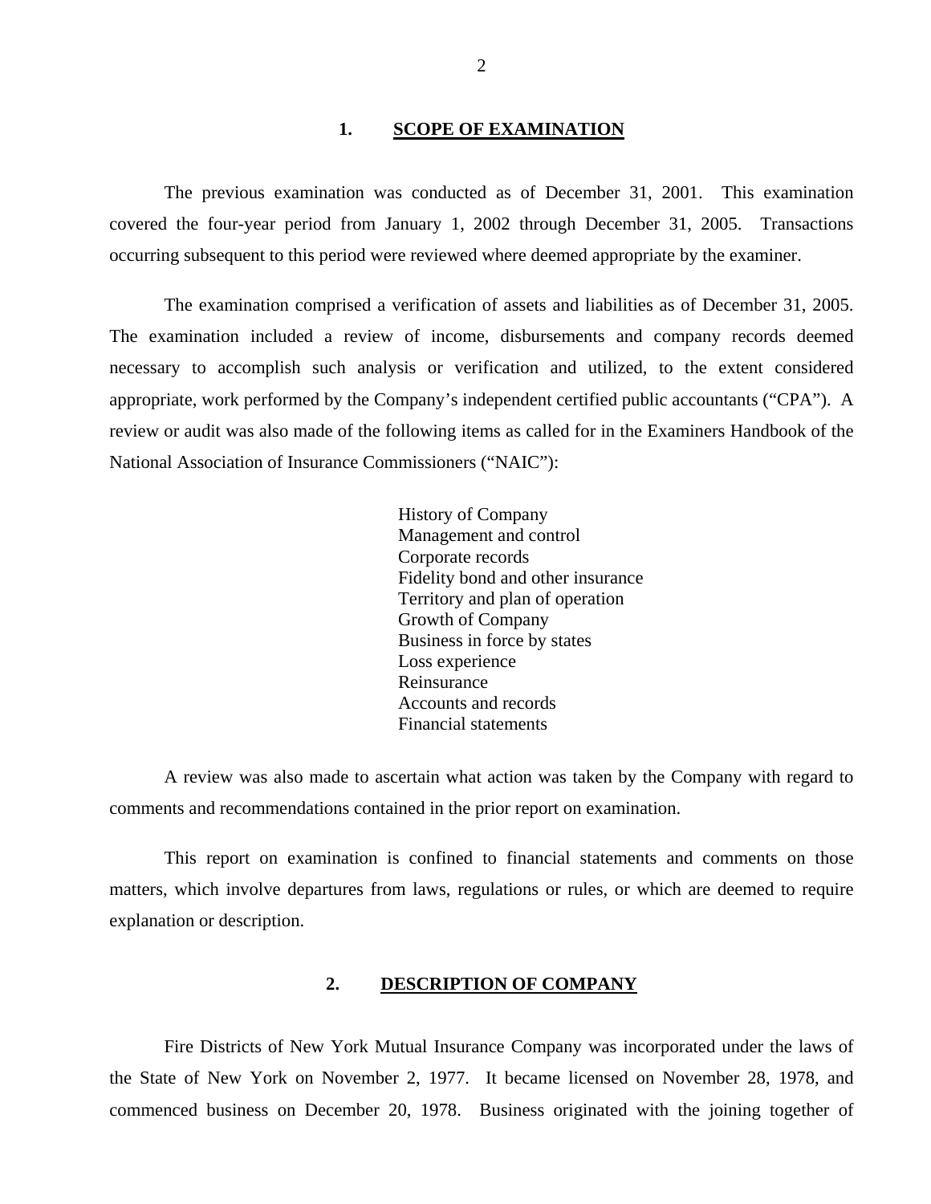## 1. SCOPE OF EXAMINATION

The previous examination was conducted as of December 31, 2001. This examination covered the four-year period from January 1, 2002 through December 31, 2005. Transactions occurring subsequent to this period were reviewed where deemed appropriate by the examiner.

The examination comprised a verification of assets and liabilities as of December 31, 2005. The examination included a review of income, disbursements and company records deemed necessary to accomplish such analysis or verification and utilized, to the extent considered appropriate, work performed by the Company's independent certified public accountants ("CPA"). A review or audit was also made of the following items as called for in the Examiners Handbook of the National Association of Insurance Commissioners ("NAIC"):

History of Company
Management and control
Corporate records
Fidelity bond and other insurance
Territory and plan of operation
Growth of Company
Business in force by states
Loss experience
Reinsurance
Accounts and records
Financial statements

A review was also made to ascertain what action was taken by the Company with regard to comments and recommendations contained in the prior report on examination.

This report on examination is confined to financial statements and comments on those matters, which involve departures from laws, regulations or rules, or which are deemed to require explanation or description.

## 2. DESCRIPTION OF COMPANY

Fire Districts of New York Mutual Insurance Company was incorporated under the laws of the State of New York on November 2, 1977. It became licensed on November 28, 1978, and commenced business on December 20, 1978. Business originated with the joining together of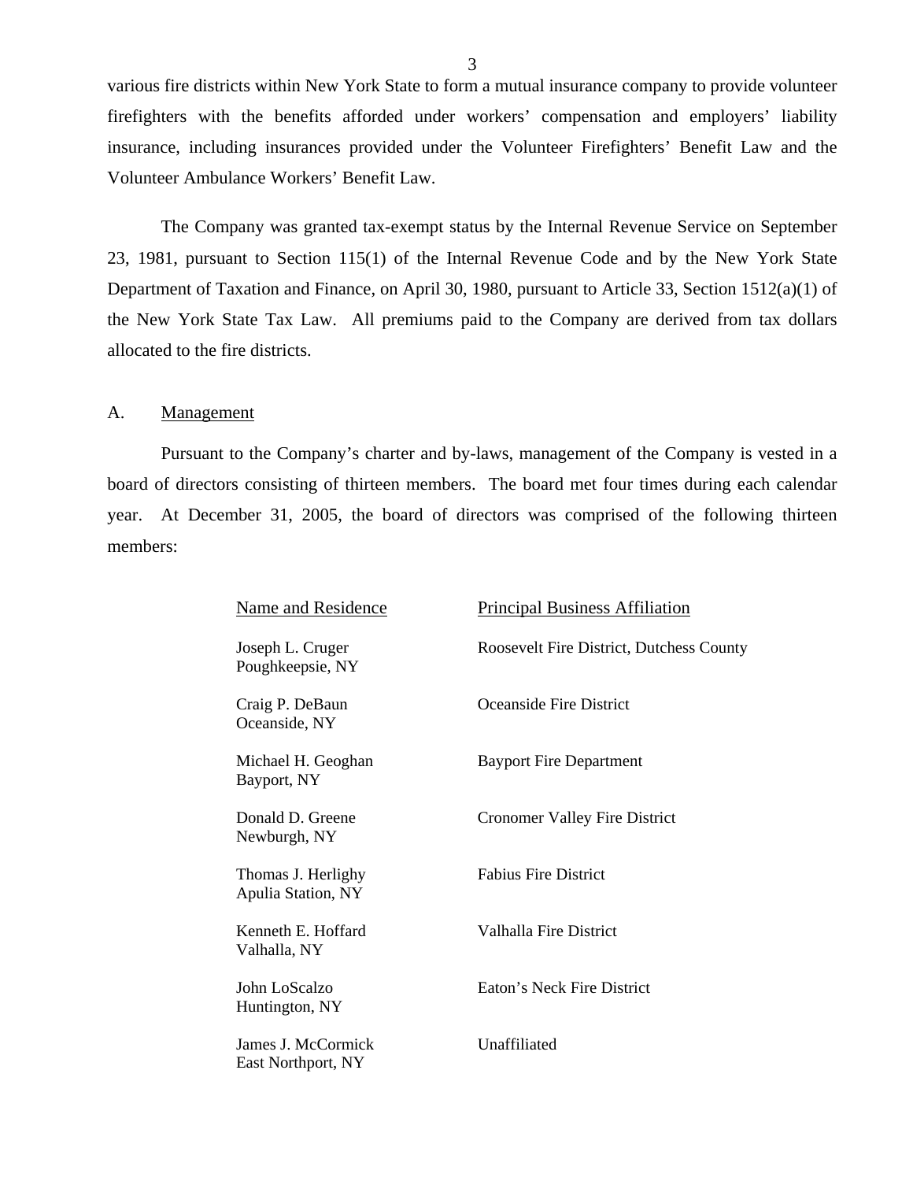various fire districts within New York State to form a mutual insurance company to provide volunteer firefighters with the benefits afforded under workers' compensation and employers' liability insurance, including insurances provided under the Volunteer Firefighters' Benefit Law and the Volunteer Ambulance Workers' Benefit Law.

The Company was granted tax-exempt status by the Internal Revenue Service on September 23, 1981, pursuant to Section 115(1) of the Internal Revenue Code and by the New York State Department of Taxation and Finance, on April 30, 1980, pursuant to Article 33, Section 1512(a)(1) of the New York State Tax Law. All premiums paid to the Company are derived from tax dollars allocated to the fire districts.

## A. Management

Pursuant to the Company's charter and by-laws, management of the Company is vested in a board of directors consisting of thirteen members. The board met four times during each calendar year. At December 31, 2005, the board of directors was comprised of the following thirteen members:

| Name and Residence | Principal Business Affiliation |
|---|---|
| Joseph L. Cruger<br>Poughkeepsie, NY | Roosevelt Fire District, Dutchess County |
| Craig P. DeBaun<br>Oceanside, NY | Oceanside Fire District |
| Michael H. Geoghan<br>Bayport, NY | Bayport Fire Department |
| Donald D. Greene<br>Newburgh, NY | Cronomer Valley Fire District |
| Thomas J. Herlighy<br>Apulia Station, NY | Fabius Fire District |
| Kenneth E. Hoffard<br>Valhalla, NY | Valhalla Fire District |
| John LoScalzo<br>Huntington, NY | Eaton's Neck Fire District |
| James J. McCormick<br>East Northport, NY | Unaffiliated |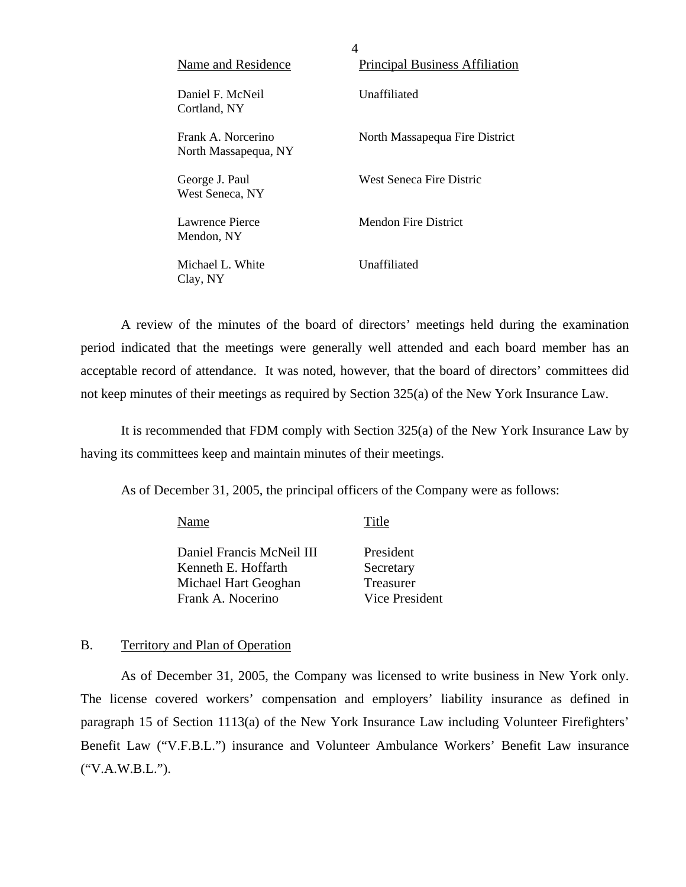| Name and Residence | Principal Business Affiliation |
|---|---|
| Daniel F. McNeil<br>Cortland, NY | Unaffiliated |
| Frank A. Norcerino<br>North Massapequa, NY | North Massapequa Fire District |
| George J. Paul<br>West Seneca, NY | West Seneca Fire Distric |
| Lawrence Pierce<br>Mendon, NY | Mendon Fire District |
| Michael L. White<br>Clay, NY | Unaffiliated |

A review of the minutes of the board of directors' meetings held during the examination period indicated that the meetings were generally well attended and each board member has an acceptable record of attendance. It was noted, however, that the board of directors' committees did not keep minutes of their meetings as required by Section 325(a) of the New York Insurance Law.

It is recommended that FDM comply with Section 325(a) of the New York Insurance Law by having its committees keep and maintain minutes of their meetings.

As of December 31, 2005, the principal officers of the Company were as follows:

| Name | Title |
|---|---|
| Daniel Francis McNeil III | President |
| Kenneth E. Hoffarth | Secretary |
| Michael Hart Geoghan | Treasurer |
| Frank A. Nocerino | Vice President |

## B. Territory and Plan of Operation

As of December 31, 2005, the Company was licensed to write business in New York only. The license covered workers' compensation and employers' liability insurance as defined in paragraph 15 of Section 1113(a) of the New York Insurance Law including Volunteer Firefighters' Benefit Law ("V.F.B.L.") insurance and Volunteer Ambulance Workers' Benefit Law insurance ("V.A.W.B.L.").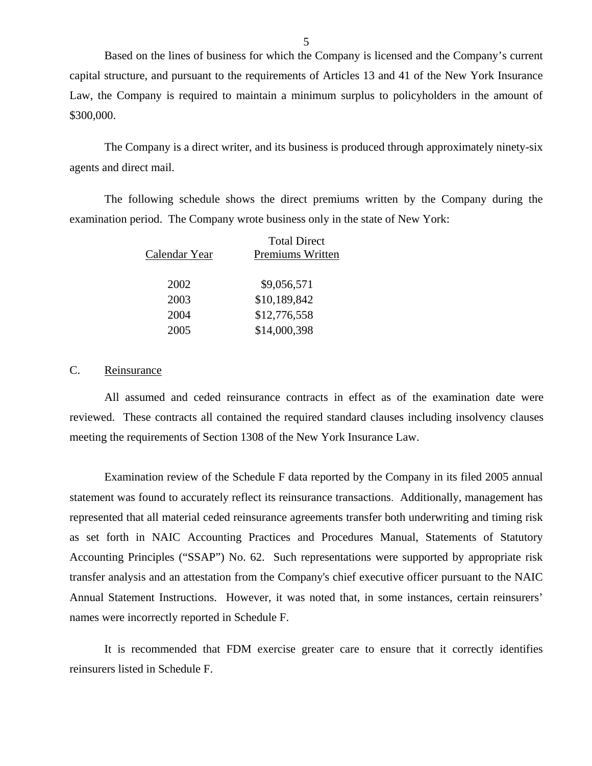Based on the lines of business for which the Company is licensed and the Company's current capital structure, and pursuant to the requirements of Articles 13 and 41 of the New York Insurance Law, the Company is required to maintain a minimum surplus to policyholders in the amount of $300,000.

The Company is a direct writer, and its business is produced through approximately ninety-six agents and direct mail.

The following schedule shows the direct premiums written by the Company during the examination period. The Company wrote business only in the state of New York:

| Calendar Year | Total Direct Premiums Written |
|---|---|
| 2002 | $9,056,571 |
| 2003 | $10,189,842 |
| 2004 | $12,776,558 |
| 2005 | $14,000,398 |

## C. Reinsurance

All assumed and ceded reinsurance contracts in effect as of the examination date were reviewed. These contracts all contained the required standard clauses including insolvency clauses meeting the requirements of Section 1308 of the New York Insurance Law.

Examination review of the Schedule F data reported by the Company in its filed 2005 annual statement was found to accurately reflect its reinsurance transactions. Additionally, management has represented that all material ceded reinsurance agreements transfer both underwriting and timing risk as set forth in NAIC Accounting Practices and Procedures Manual, Statements of Statutory Accounting Principles ("SSAP") No. 62. Such representations were supported by appropriate risk transfer analysis and an attestation from the Company's chief executive officer pursuant to the NAIC Annual Statement Instructions. However, it was noted that, in some instances, certain reinsurers' names were incorrectly reported in Schedule F.

It is recommended that FDM exercise greater care to ensure that it correctly identifies reinsurers listed in Schedule F.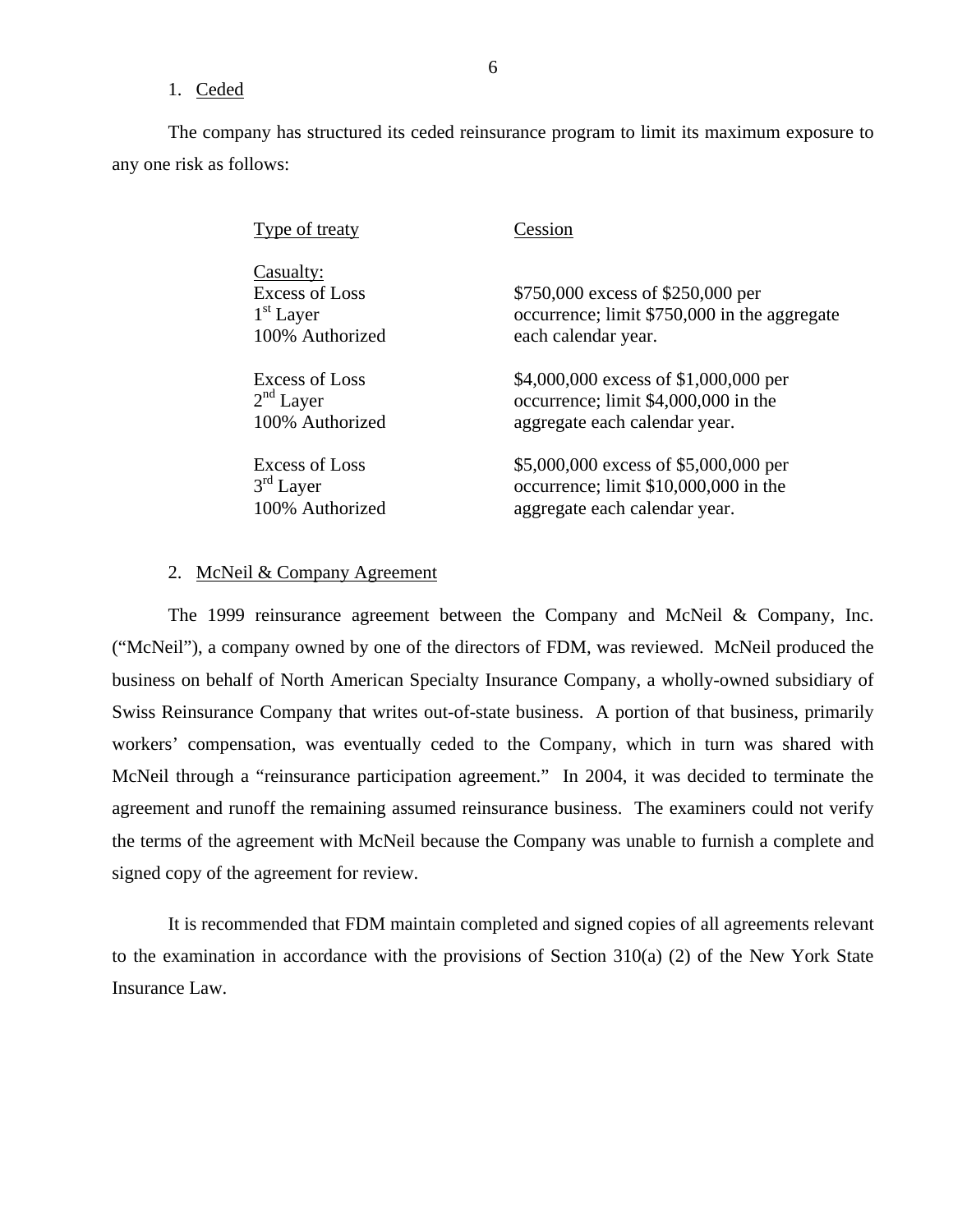1. Ceded

The company has structured its ceded reinsurance program to limit its maximum exposure to any one risk as follows:

| Type of treaty | Cession |
|---|---|
| Casualty: | |
| Excess of Loss 1st Layer 100% Authorized | \$750,000 excess of \$250,000 per occurrence; limit \$750,000 in the aggregate each calendar year. |
| Excess of Loss 2nd Layer 100% Authorized | \$4,000,000 excess of \$1,000,000 per occurrence; limit \$4,000,000 in the aggregate each calendar year. |
| Excess of Loss 3rd Layer 100% Authorized | \$5,000,000 excess of \$5,000,000 per occurrence; limit \$10,000,000 in the aggregate each calendar year. |

2. McNeil & Company Agreement

The 1999 reinsurance agreement between the Company and McNeil & Company, Inc. ("McNeil"), a company owned by one of the directors of FDM, was reviewed. McNeil produced the business on behalf of North American Specialty Insurance Company, a wholly-owned subsidiary of Swiss Reinsurance Company that writes out-of-state business. A portion of that business, primarily workers' compensation, was eventually ceded to the Company, which in turn was shared with McNeil through a "reinsurance participation agreement." In 2004, it was decided to terminate the agreement and runoff the remaining assumed reinsurance business. The examiners could not verify the terms of the agreement with McNeil because the Company was unable to furnish a complete and signed copy of the agreement for review.

It is recommended that FDM maintain completed and signed copies of all agreements relevant to the examination in accordance with the provisions of Section 310(a) (2) of the New York State Insurance Law.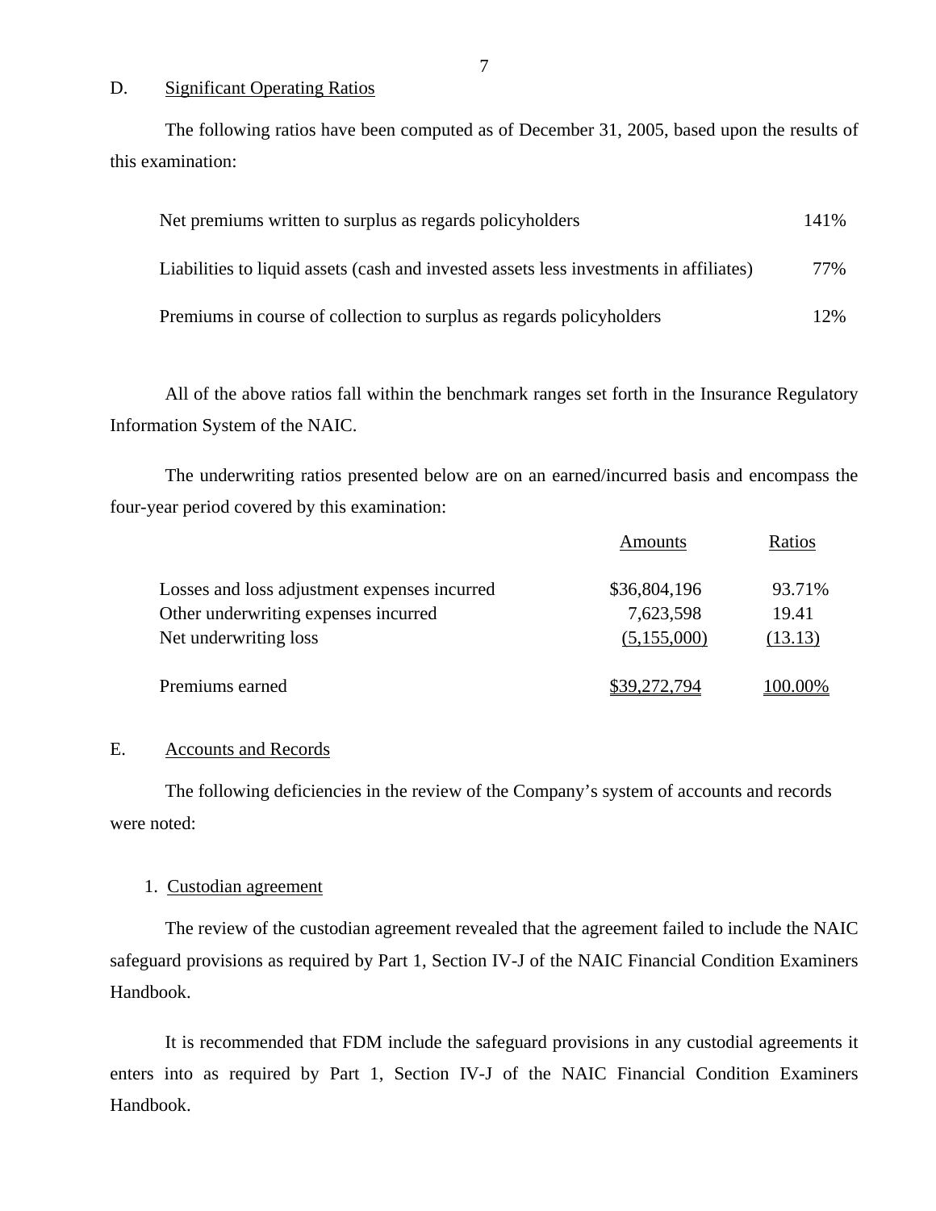## D. Significant Operating Ratios

The following ratios have been computed as of December 31, 2005, based upon the results of this examination:

| | |
|---|---|
| Net premiums written to surplus as regards policyholders | 141% |
| Liabilities to liquid assets (cash and invested assets less investments in affiliates) | 77% |
| Premiums in course of collection to surplus as regards policyholders | 12% |

All of the above ratios fall within the benchmark ranges set forth in the Insurance Regulatory Information System of the NAIC.

The underwriting ratios presented below are on an earned/incurred basis and encompass the four-year period covered by this examination:

| | Amounts | Ratios |
|---|---|---|
| Losses and loss adjustment expenses incurred | $36,804,196 | 93.71% |
| Other underwriting expenses incurred | 7,623,598 | 19.41 |
| Net underwriting loss | (5,155,000) | (13.13) |
| Premiums earned | $39,272,794 | 100.00% |

## E. Accounts and Records

The following deficiencies in the review of the Company's system of accounts and records were noted:

### 1. Custodian agreement

The review of the custodian agreement revealed that the agreement failed to include the NAIC safeguard provisions as required by Part 1, Section IV-J of the NAIC Financial Condition Examiners Handbook.

It is recommended that FDM include the safeguard provisions in any custodial agreements it enters into as required by Part 1, Section IV-J of the NAIC Financial Condition Examiners Handbook.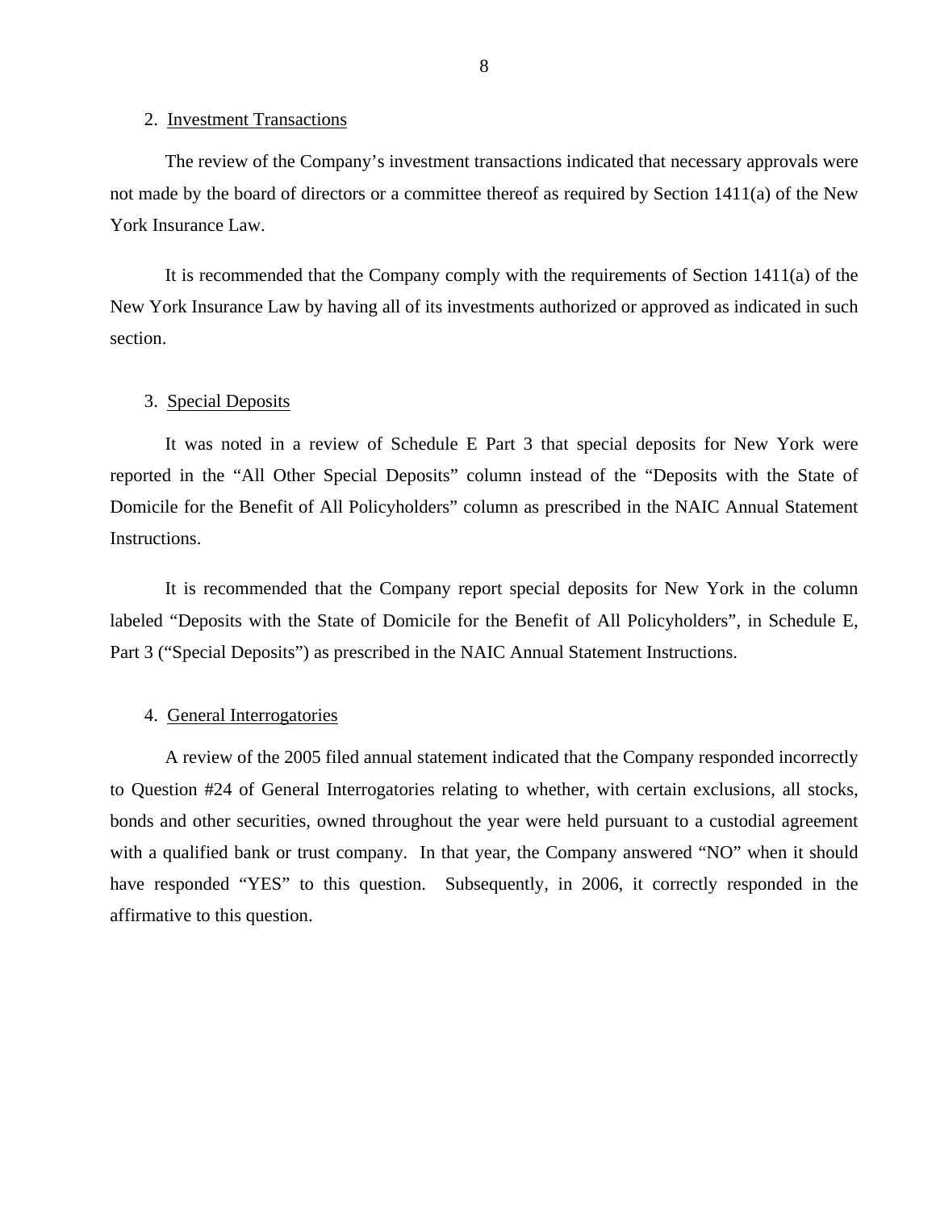2. Investment Transactions

The review of the Company's investment transactions indicated that necessary approvals were not made by the board of directors or a committee thereof as required by Section 1411(a) of the New York Insurance Law.

It is recommended that the Company comply with the requirements of Section 1411(a) of the New York Insurance Law by having all of its investments authorized or approved as indicated in such section.

3. Special Deposits

It was noted in a review of Schedule E Part 3 that special deposits for New York were reported in the "All Other Special Deposits" column instead of the "Deposits with the State of Domicile for the Benefit of All Policyholders" column as prescribed in the NAIC Annual Statement Instructions.

It is recommended that the Company report special deposits for New York in the column labeled "Deposits with the State of Domicile for the Benefit of All Policyholders", in Schedule E, Part 3 ("Special Deposits") as prescribed in the NAIC Annual Statement Instructions.

4. General Interrogatories

A review of the 2005 filed annual statement indicated that the Company responded incorrectly to Question #24 of General Interrogatories relating to whether, with certain exclusions, all stocks, bonds and other securities, owned throughout the year were held pursuant to a custodial agreement with a qualified bank or trust company. In that year, the Company answered "NO" when it should have responded "YES" to this question. Subsequently, in 2006, it correctly responded in the affirmative to this question.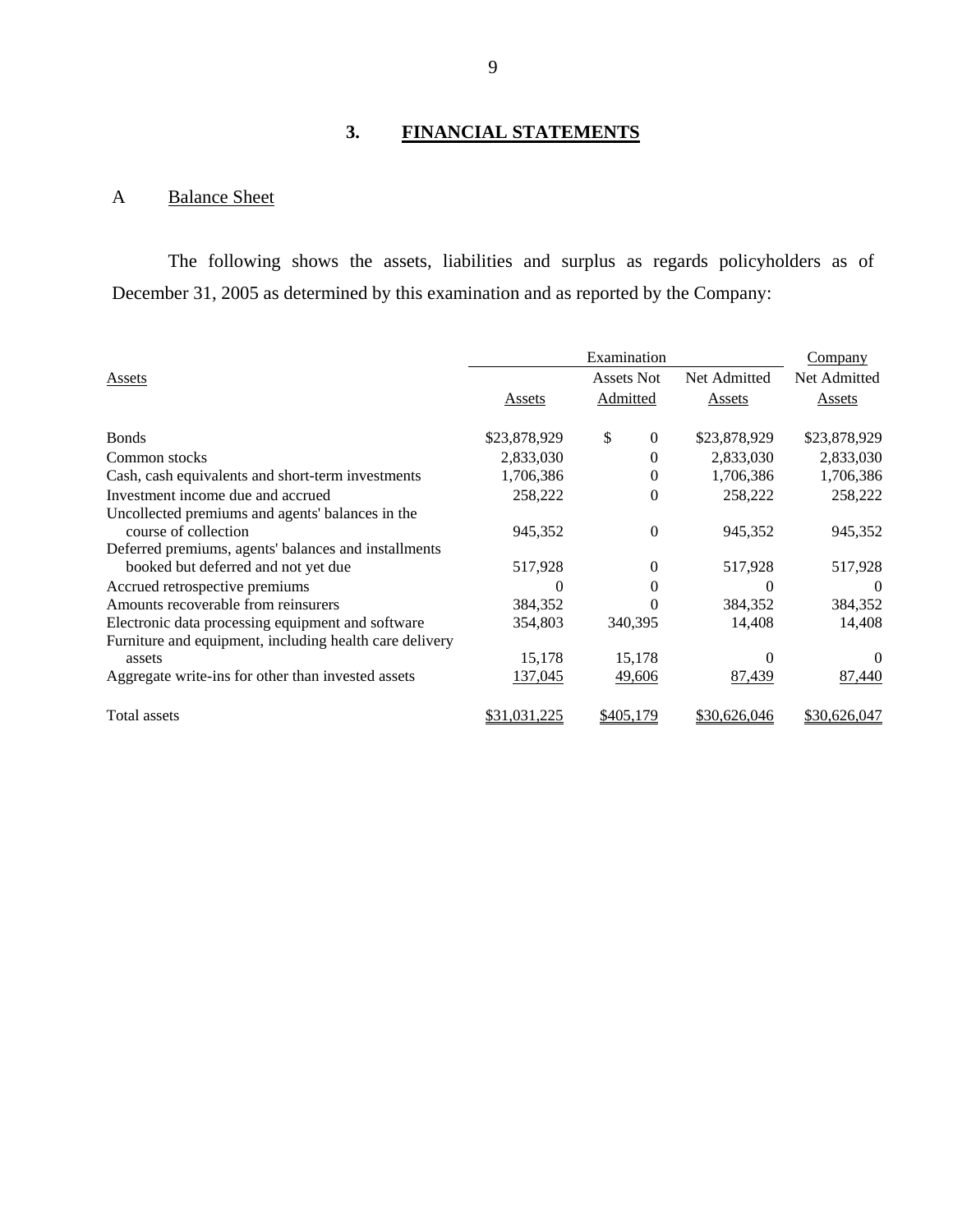## 3. FINANCIAL STATEMENTS

### A Balance Sheet

The following shows the assets, liabilities and surplus as regards policyholders as of December 31, 2005 as determined by this examination and as reported by the Company:

| Assets | Examination Assets | Examination Assets Not Admitted | Examination Net Admitted Assets | Company Net Admitted Assets |
|---|---|---|---|---|
| Bonds | $23,878,929 | $ 0 | $23,878,929 | $23,878,929 |
| Common stocks | 2,833,030 | 0 | 2,833,030 | 2,833,030 |
| Cash, cash equivalents and short-term investments | 1,706,386 | 0 | 1,706,386 | 1,706,386 |
| Investment income due and accrued | 258,222 | 0 | 258,222 | 258,222 |
| Uncollected premiums and agents' balances in the course of collection | 945,352 | 0 | 945,352 | 945,352 |
| Deferred premiums, agents' balances and installments booked but deferred and not yet due | 517,928 | 0 | 517,928 | 517,928 |
| Accrued retrospective premiums | 0 | 0 | 0 | 0 |
| Amounts recoverable from reinsurers | 384,352 | 0 | 384,352 | 384,352 |
| Electronic data processing equipment and software | 354,803 | 340,395 | 14,408 | 14,408 |
| Furniture and equipment, including health care delivery assets | 15,178 | 15,178 | 0 | 0 |
| Aggregate write-ins for other than invested assets | 137,045 | 49,606 | 87,439 | 87,440 |
| Total assets | $31,031,225 | $405,179 | $30,626,046 | $30,626,047 |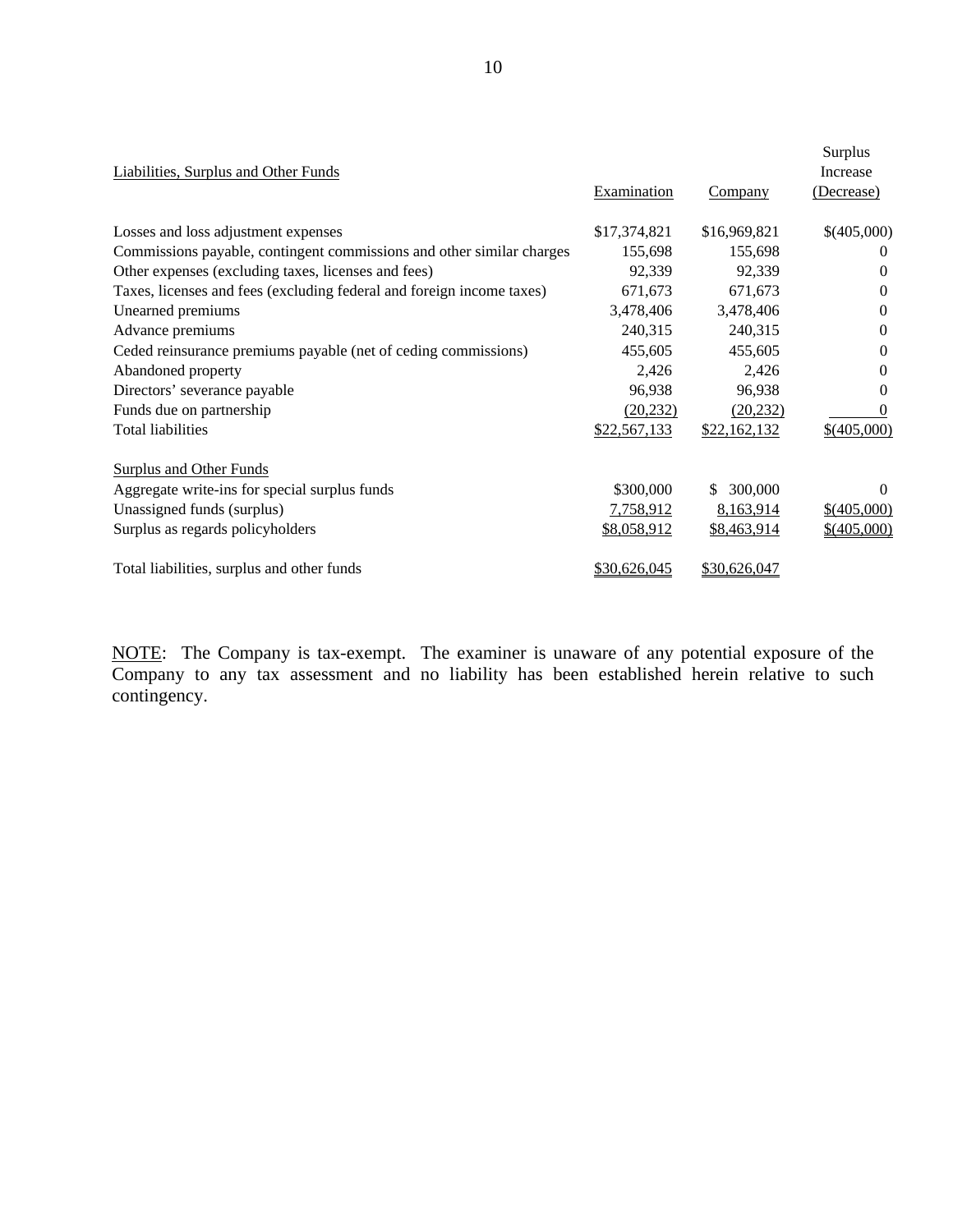| Liabilities, Surplus and Other Funds | Examination | Company | Surplus Increase (Decrease) |
|---|---|---|---|
| Losses and loss adjustment expenses | $17,374,821 | $16,969,821 | $(405,000) |
| Commissions payable, contingent commissions and other similar charges | 155,698 | 155,698 | 0 |
| Other expenses (excluding taxes, licenses and fees) | 92,339 | 92,339 | 0 |
| Taxes, licenses and fees (excluding federal and foreign income taxes) | 671,673 | 671,673 | 0 |
| Unearned premiums | 3,478,406 | 3,478,406 | 0 |
| Advance premiums | 240,315 | 240,315 | 0 |
| Ceded reinsurance premiums payable (net of ceding commissions) | 455,605 | 455,605 | 0 |
| Abandoned property | 2,426 | 2,426 | 0 |
| Directors' severance payable | 96,938 | 96,938 | 0 |
| Funds due on partnership | (20,232) | (20,232) | 0 |
| Total liabilities | $22,567,133 | $22,162,132 | $(405,000) |
| | | | |
| Surplus and Other Funds | | | |
| Aggregate write-ins for special surplus funds | $300,000 | $ 300,000 | 0 |
| Unassigned funds (surplus) | 7,758,912 | 8,163,914 | $(405,000) |
| Surplus as regards policyholders | $8,058,912 | $8,463,914 | $(405,000) |
| | | | |
| Total liabilities, surplus and other funds | $30,626,045 | $30,626,047 | |

NOTE: The Company is tax-exempt. The examiner is unaware of any potential exposure of the Company to any tax assessment and no liability has been established herein relative to such contingency.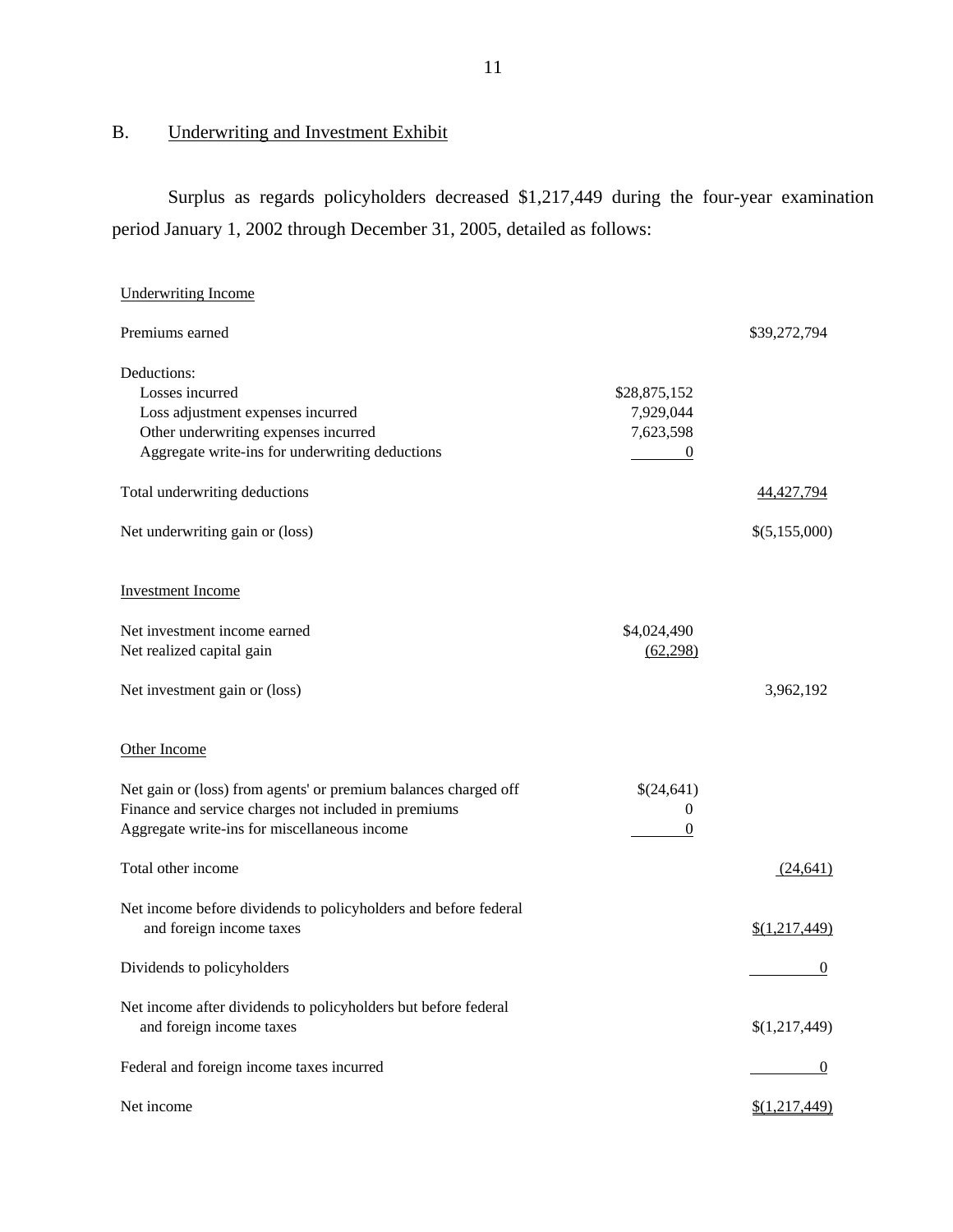## B. Underwriting and Investment Exhibit

Surplus as regards policyholders decreased $1,217,449 during the four-year examination period January 1, 2002 through December 31, 2005, detailed as follows:

| | | |
|---|---|---|
| Underwriting Income | | |
| Premiums earned | | $39,272,794 |
| Deductions: | | |
| Losses incurred | $28,875,152 | |
| Loss adjustment expenses incurred | 7,929,044 | |
| Other underwriting expenses incurred | 7,623,598 | |
| Aggregate write-ins for underwriting deductions | 0 | |
| Total underwriting deductions | | 44,427,794 |
| Net underwriting gain or (loss) | | $(5,155,000) |
| Investment Income | | |
| Net investment income earned | $4,024,490 | |
| Net realized capital gain | (62,298) | |
| Net investment gain or (loss) | | 3,962,192 |
| Other Income | | |
| Net gain or (loss) from agents' or premium balances charged off | $(24,641) | |
| Finance and service charges not included in premiums | 0 | |
| Aggregate write-ins for miscellaneous income | 0 | |
| Total other income | | (24,641) |
| Net income before dividends to policyholders and before federal and foreign income taxes | | $(1,217,449) |
| Dividends to policyholders | | 0 |
| Net income after dividends to policyholders but before federal and foreign income taxes | | $(1,217,449) |
| Federal and foreign income taxes incurred | | 0 |
| Net income | | $(1,217,449) |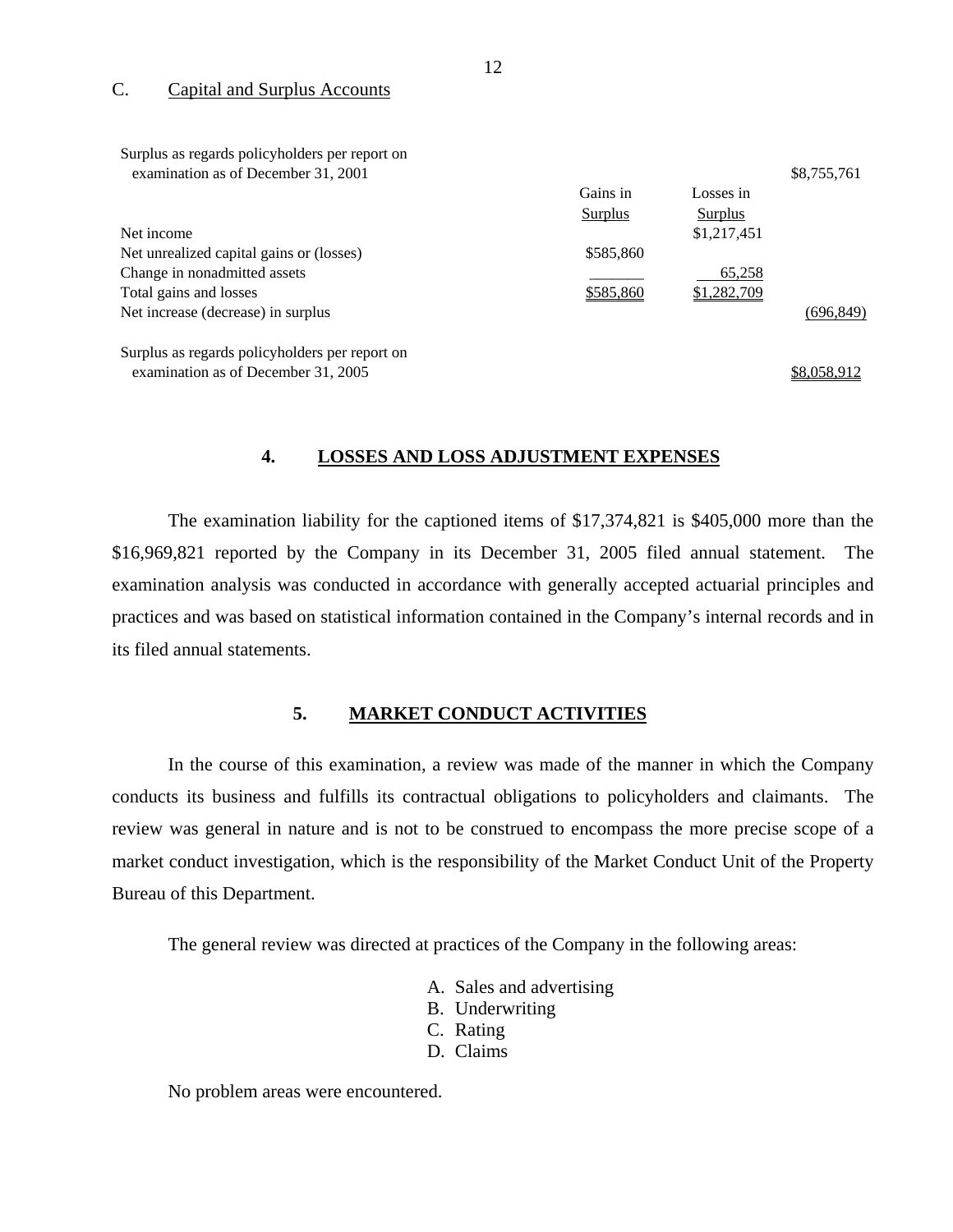C. Capital and Surplus Accounts

| | Gains in Surplus | Losses in Surplus | |
|---|---|---|---|
| Surplus as regards policyholders per report on examination as of December 31, 2001 | | | $8,755,761 |
| Net income | | $1,217,451 | |
| Net unrealized capital gains or (losses) | $585,860 | | |
| Change in nonadmitted assets | _______ | 65,258 | |
| Total gains and losses | $585,860 | $1,282,709 | |
| Net increase (decrease) in surplus | | | (696,849) |
| Surplus as regards policyholders per report on examination as of December 31, 2005 | | | $8,058,912 |

## 4. LOSSES AND LOSS ADJUSTMENT EXPENSES

The examination liability for the captioned items of $17,374,821 is $405,000 more than the $16,969,821 reported by the Company in its December 31, 2005 filed annual statement. The examination analysis was conducted in accordance with generally accepted actuarial principles and practices and was based on statistical information contained in the Company's internal records and in its filed annual statements.

## 5. MARKET CONDUCT ACTIVITIES

In the course of this examination, a review was made of the manner in which the Company conducts its business and fulfills its contractual obligations to policyholders and claimants. The review was general in nature and is not to be construed to encompass the more precise scope of a market conduct investigation, which is the responsibility of the Market Conduct Unit of the Property Bureau of this Department.

The general review was directed at practices of the Company in the following areas:

A. Sales and advertising
B. Underwriting
C. Rating
D. Claims

No problem areas were encountered.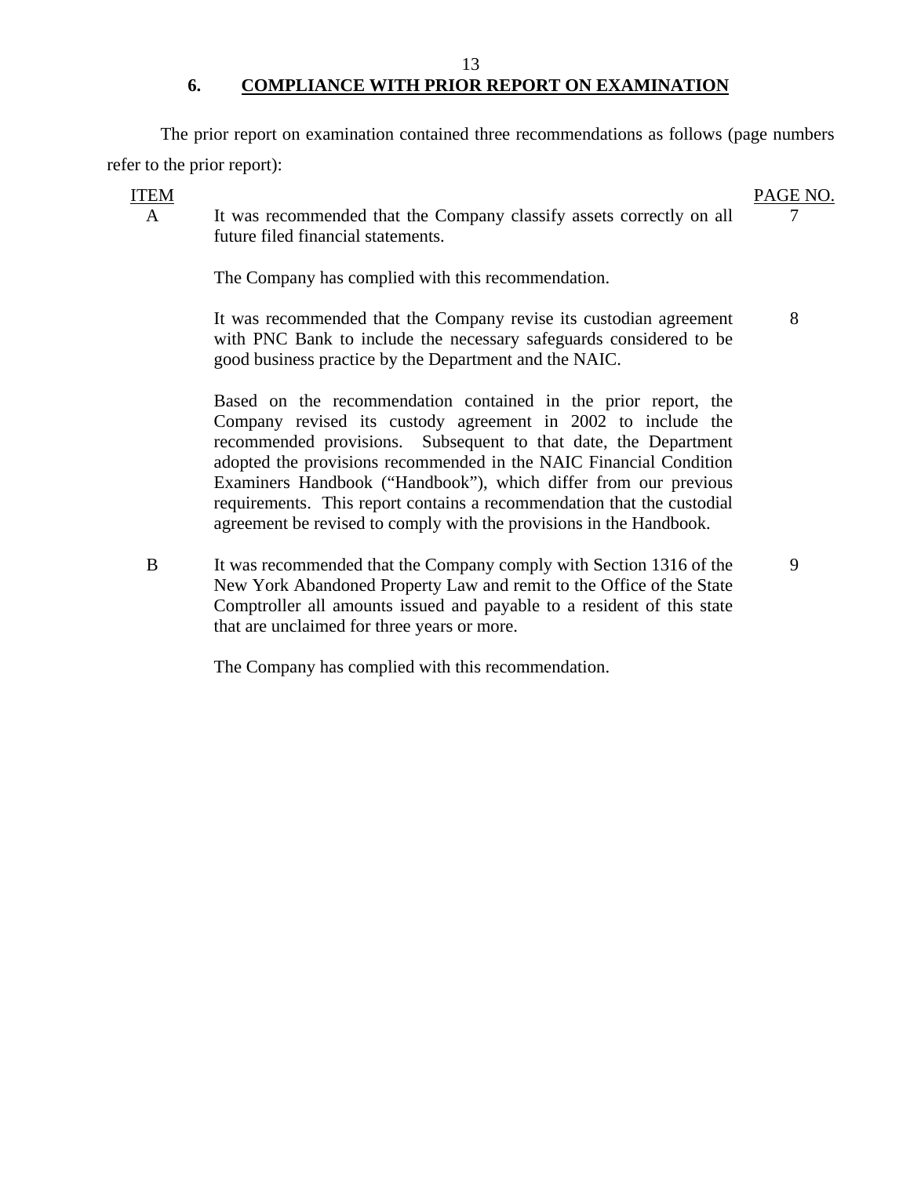## 6. COMPLIANCE WITH PRIOR REPORT ON EXAMINATION

The prior report on examination contained three recommendations as follows (page numbers refer to the prior report):

| ITEM | | PAGE NO. |
|---|---|---|
| A | It was recommended that the Company classify assets correctly on all future filed financial statements. | 7 |
| | The Company has complied with this recommendation. | |
| | It was recommended that the Company revise its custodian agreement with PNC Bank to include the necessary safeguards considered to be good business practice by the Department and the NAIC. | 8 |
| | Based on the recommendation contained in the prior report, the Company revised its custody agreement in 2002 to include the recommended provisions. Subsequent to that date, the Department adopted the provisions recommended in the NAIC Financial Condition Examiners Handbook ("Handbook"), which differ from our previous requirements. This report contains a recommendation that the custodial agreement be revised to comply with the provisions in the Handbook. | |
| B | It was recommended that the Company comply with Section 1316 of the New York Abandoned Property Law and remit to the Office of the State Comptroller all amounts issued and payable to a resident of this state that are unclaimed for three years or more. | 9 |
| | The Company has complied with this recommendation. | |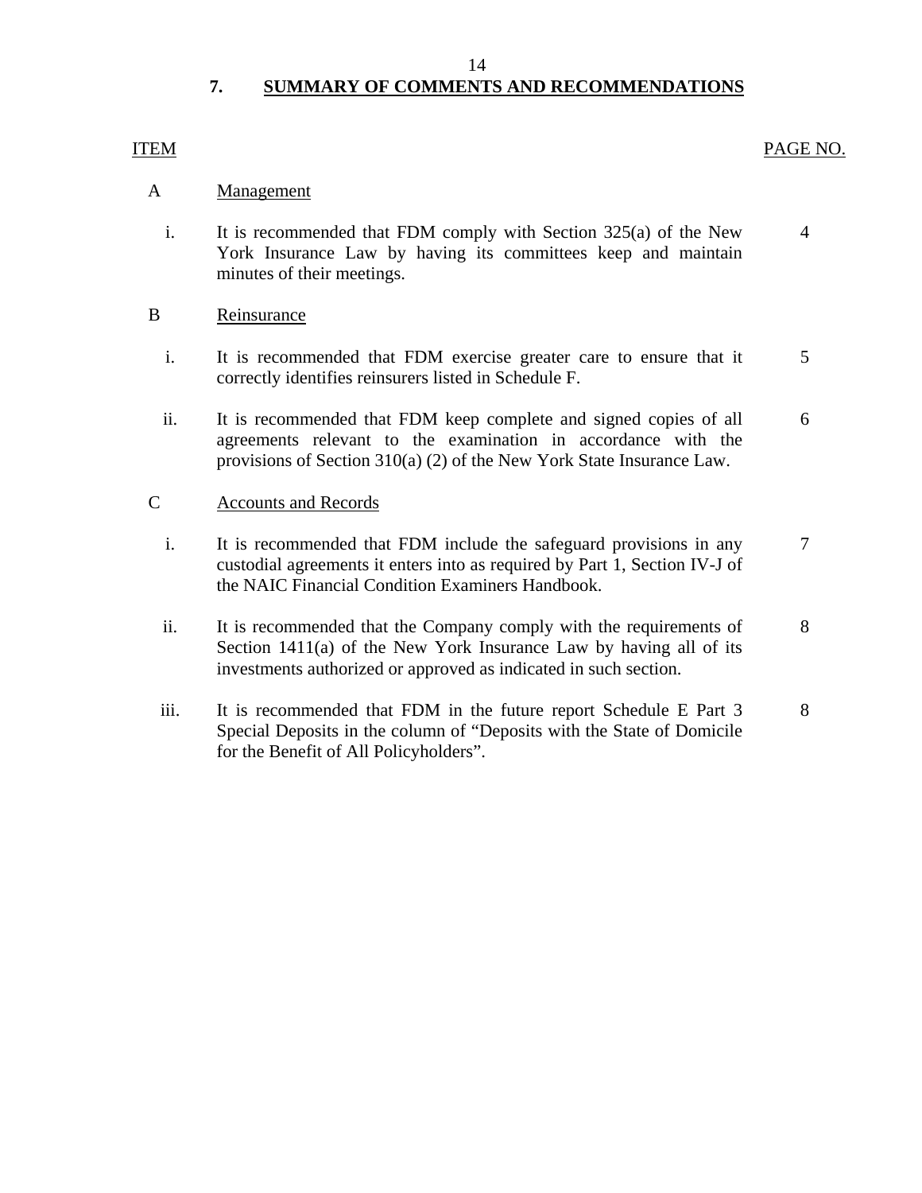## 7. SUMMARY OF COMMENTS AND RECOMMENDATIONS

| ITEM | | PAGE NO. |
|---|---|---|
| A | Management | |
| i. | It is recommended that FDM comply with Section 325(a) of the New York Insurance Law by having its committees keep and maintain minutes of their meetings. | 4 |
| B | Reinsurance | |
| i. | It is recommended that FDM exercise greater care to ensure that it correctly identifies reinsurers listed in Schedule F. | 5 |
| ii. | It is recommended that FDM keep complete and signed copies of all agreements relevant to the examination in accordance with the provisions of Section 310(a) (2) of the New York State Insurance Law. | 6 |
| C | Accounts and Records | |
| i. | It is recommended that FDM include the safeguard provisions in any custodial agreements it enters into as required by Part 1, Section IV-J of the NAIC Financial Condition Examiners Handbook. | 7 |
| ii. | It is recommended that the Company comply with the requirements of Section 1411(a) of the New York Insurance Law by having all of its investments authorized or approved as indicated in such section. | 8 |
| iii. | It is recommended that FDM in the future report Schedule E Part 3 Special Deposits in the column of "Deposits with the State of Domicile for the Benefit of All Policyholders". | 8 |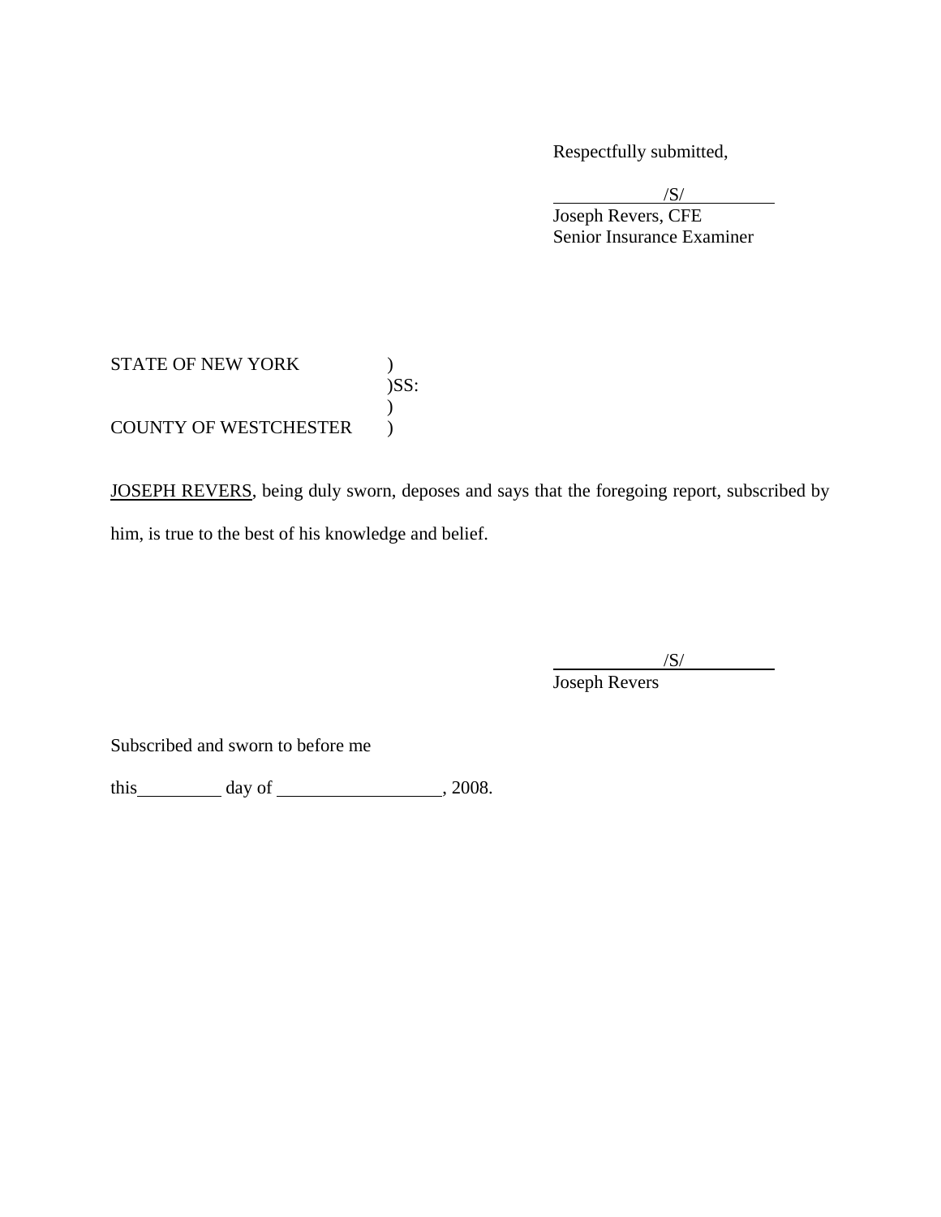Respectfully submitted,

/S/
Joseph Revers, CFE
Senior Insurance Examiner

STATE OF NEW YORK )
)SS:
)
COUNTY OF WESTCHESTER )

JOSEPH REVERS, being duly sworn, deposes and says that the foregoing report, subscribed by him, is true to the best of his knowledge and belief.

/S/
Joseph Revers

Subscribed and sworn to before me

this __________ day of ___________________, 2008.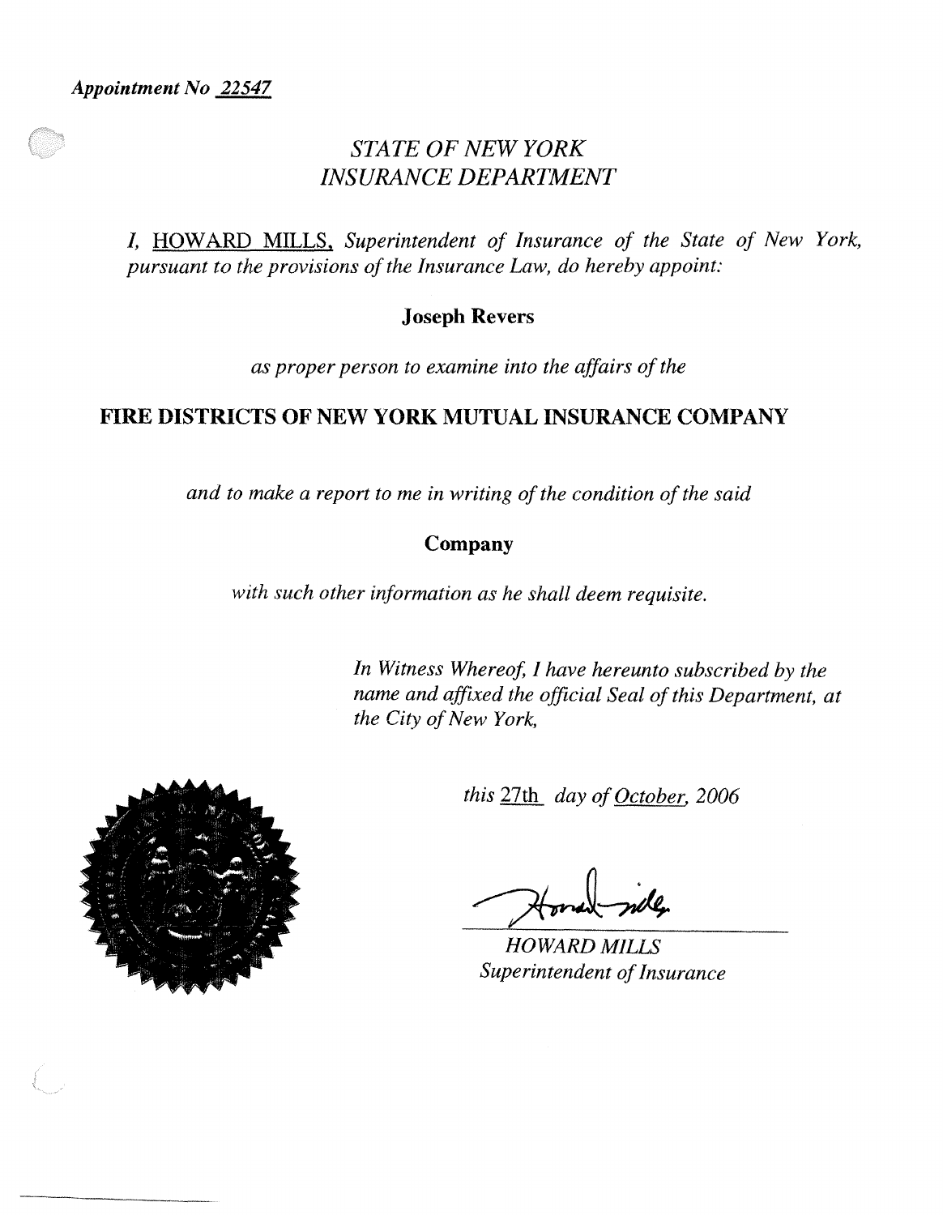*Appointment No* 22547

## *STATE OF NEW YORK*
## *INSURANCE DEPARTMENT*

*I,* HOWARD MILLS, *Superintendent of Insurance of the State of New York, pursuant to the provisions of the Insurance Law, do hereby appoint:*

**Joseph Revers**

*as proper person to examine into the affairs of the*

**FIRE DISTRICTS OF NEW YORK MUTUAL INSURANCE COMPANY**

*and to make a report to me in writing of the condition of the said*

**Company**

*with such other information as he shall deem requisite.*

*In Witness Whereof, I have hereunto subscribed by the name and affixed the official Seal of this Department, at the City of New York,*

*this* 27th *day of* October, *2006*

*HOWARD MILLS*
*Superintendent of Insurance*